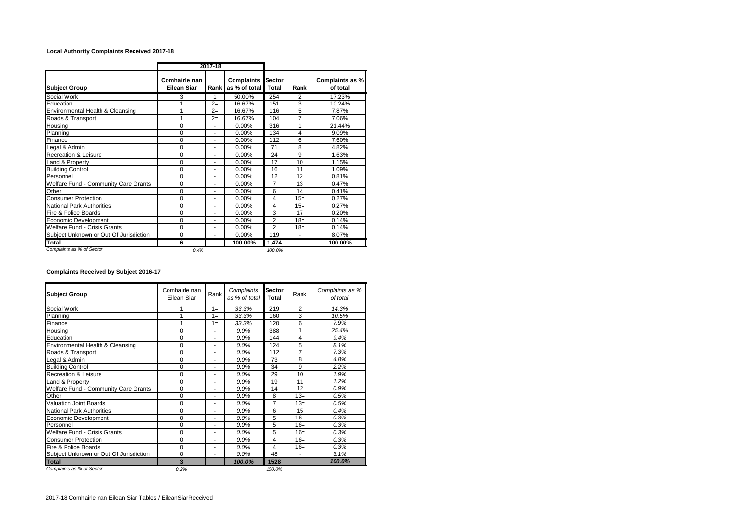**Local Authority Complaints Received 2017-18**

| | 2017-18 | | | | | |
|---|---|---|---|---|---|---|
| **Subject Group** | **Comhairle nan Eilean Siar** | **Rank** | **Complaints as % of total** | **Sector Total** | **Rank** | **Complaints as % of total** |
| Social Work | 3 | 1 | 50.00% | 254 | 2 | 17.23% |
| Education | 1 | 2= | 16.67% | 151 | 3 | 10.24% |
| Environmental Health & Cleansing | 1 | 2= | 16.67% | 116 | 5 | 7.87% |
| Roads & Transport | 1 | 2= | 16.67% | 104 | 7 | 7.06% |
| Housing | 0 | - | 0.00% | 316 | 1 | 21.44% |
| Planning | 0 | - | 0.00% | 134 | 4 | 9.09% |
| Finance | 0 | - | 0.00% | 112 | 6 | 7.60% |
| Legal & Admin | 0 | - | 0.00% | 71 | 8 | 4.82% |
| Recreation & Leisure | 0 | - | 0.00% | 24 | 9 | 1.63% |
| Land & Property | 0 | - | 0.00% | 17 | 10 | 1.15% |
| Building Control | 0 | - | 0.00% | 16 | 11 | 1.09% |
| Personnel | 0 | - | 0.00% | 12 | 12 | 0.81% |
| Welfare Fund - Community Care Grants | 0 | - | 0.00% | 7 | 13 | 0.47% |
| Other | 0 | - | 0.00% | 6 | 14 | 0.41% |
| Consumer Protection | 0 | - | 0.00% | 4 | 15= | 0.27% |
| National Park Authorities | 0 | - | 0.00% | 4 | 15= | 0.27% |
| Fire & Police Boards | 0 | - | 0.00% | 3 | 17 | 0.20% |
| Economic Development | 0 | - | 0.00% | 2 | 18= | 0.14% |
| Welfare Fund - Crisis Grants | 0 | - | 0.00% | 2 | 18= | 0.14% |
| Subject Unknown or Out Of Jurisdiction | 0 | - | 0.00% | 119 | - | 8.07% |
| **Total** | **6** | | **100.00%** | **1,474** | | **100.00%** |
| *Complaints as % of Sector* | *0.4%* | | | *100.0%* | | |

**Complaints Received by Subject 2016-17**

| **Subject Group** | Comhairle nan Eilean Siar | Rank | *Complaints as % of total* | **Sector Total** | Rank | *Complaints as % of total* |
|---|---|---|---|---|---|---|
| Social Work | 1 | 1= | *33.3%* | 219 | 2 | *14.3%* |
| Planning | 1 | 1= | *33.3%* | 160 | 3 | *10.5%* |
| Finance | 1 | 1= | *33.3%* | 120 | 6 | *7.9%* |
| Housing | 0 | - | *0.0%* | 388 | 1 | *25.4%* |
| Education | 0 | - | *0.0%* | 144 | 4 | *9.4%* |
| Environmental Health & Cleansing | 0 | - | *0.0%* | 124 | 5 | *8.1%* |
| Roads & Transport | 0 | - | *0.0%* | 112 | 7 | *7.3%* |
| Legal & Admin | 0 | - | *0.0%* | 73 | 8 | *4.8%* |
| Building Control | 0 | - | *0.0%* | 34 | 9 | *2.2%* |
| Recreation & Leisure | 0 | - | *0.0%* | 29 | 10 | *1.9%* |
| Land & Property | 0 | - | *0.0%* | 19 | 11 | *1.2%* |
| Welfare Fund - Community Care Grants | 0 | - | *0.0%* | 14 | 12 | *0.9%* |
| Other | 0 | - | *0.0%* | 8 | 13= | *0.5%* |
| Valuation Joint Boards | 0 | - | *0.0%* | 7 | 13= | *0.5%* |
| National Park Authorities | 0 | - | *0.0%* | 6 | 15 | *0.4%* |
| Economic Development | 0 | - | *0.0%* | 5 | 16= | *0.3%* |
| Personnel | 0 | - | *0.0%* | 5 | 16= | *0.3%* |
| Welfare Fund - Crisis Grants | 0 | - | *0.0%* | 5 | 16= | *0.3%* |
| Consumer Protection | 0 | - | *0.0%* | 4 | 16= | *0.3%* |
| Fire & Police Boards | 0 | - | *0.0%* | 4 | 16= | *0.3%* |
| Subject Unknown or Out Of Jurisdiction | 0 | - | *0.0%* | 48 | - | *3.1%* |
| **Total** | **3** | | ***100.0%*** | **1528** | | ***100.0%*** |
| *Complaints as % of Sector* | *0.2%* | | | *100.0%* | | |

2017-18 Comhairle nan Eilean Siar Tables / EileanSiarReceived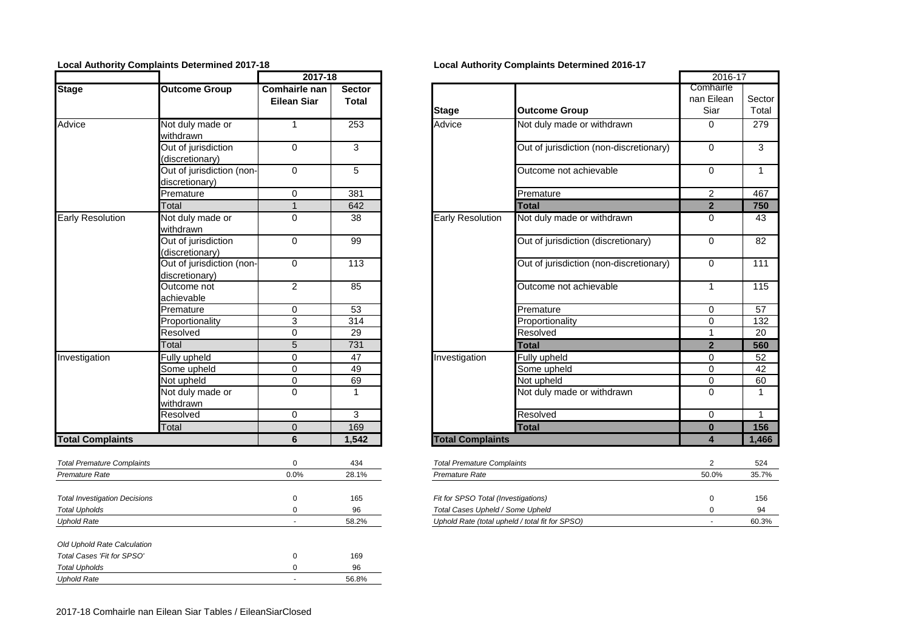**Local Authority Complaints Determined 2017-18**

| | | 2017-18 | |
|---|---|---|---|
| **Stage** | **Outcome Group** | **Comhairle nan Eilean Siar** | **Sector Total** |
| Advice | Not duly made or withdrawn | 1 | 253 |
| | Out of jurisdiction (discretionary) | 0 | 3 |
| | Out of jurisdiction (non-discretionary) | 0 | 5 |
| | Premature | 0 | 381 |
| | Total | 1 | 642 |
| Early Resolution | Not duly made or withdrawn | 0 | 38 |
| | Out of jurisdiction (discretionary) | 0 | 99 |
| | Out of jurisdiction (non-discretionary) | 0 | 113 |
| | Outcome not achievable | 2 | 85 |
| | Premature | 0 | 53 |
| | Proportionality | 3 | 314 |
| | Resolved | 0 | 29 |
| | Total | 5 | 731 |
| Investigation | Fully upheld | 0 | 47 |
| | Some upheld | 0 | 49 |
| | Not upheld | 0 | 69 |
| | Not duly made or withdrawn | 0 | 1 |
| | Resolved | 0 | 3 |
| | Total | 0 | 169 |
| **Total Complaints** | | **6** | **1,542** |

| | | |
|---|---|---|
| *Total Premature Complaints* | 0 | 434 |
| *Premature Rate* | 0.0% | 28.1% |
| | | |
| *Total Investigation Decisions* | 0 | 165 |
| *Total Upholds* | 0 | 96 |
| *Uphold Rate* | - | 58.2% |
| | | |
| *Old Uphold Rate Calculation* | | |
| *Total Cases 'Fit for SPSO'* | 0 | 169 |
| *Total Upholds* | 0 | 96 |
| *Uphold Rate* | - | 56.8% |

**Local Authority Complaints Determined 2016-17**

| | | 2016-17 | |
|---|---|---|---|
| **Stage** | **Outcome Group** | Comhairle nan Eilean Siar | Sector Total |
| Advice | Not duly made or withdrawn | 0 | 279 |
| | Out of jurisdiction (non-discretionary) | 0 | 3 |
| | Outcome not achievable | 0 | 1 |
| | Premature | 2 | 467 |
| | **Total** | **2** | **750** |
| Early Resolution | Not duly made or withdrawn | 0 | 43 |
| | Out of jurisdiction (discretionary) | 0 | 82 |
| | Out of jurisdiction (non-discretionary) | 0 | 111 |
| | Outcome not achievable | 1 | 115 |
| | Premature | 0 | 57 |
| | Proportionality | 0 | 132 |
| | Resolved | 1 | 20 |
| | **Total** | **2** | **560** |
| Investigation | Fully upheld | 0 | 52 |
| | Some upheld | 0 | 42 |
| | Not upheld | 0 | 60 |
| | Not duly made or withdrawn | 0 | 1 |
| | Resolved | 0 | 1 |
| | **Total** | **0** | **156** |
| **Total Complaints** | | **4** | **1,466** |

| | | |
|---|---|---|
| *Total Premature Complaints* | 2 | 524 |
| *Premature Rate* | 50.0% | 35.7% |
| | | |
| *Fit for SPSO Total (Investigations)* | 0 | 156 |
| *Total Cases Upheld / Some Upheld* | 0 | 94 |
| *Uphold Rate (total upheld / total fit for SPSO)* | - | 60.3% |

2017-18 Comhairle nan Eilean Siar Tables / EileanSiarClosed